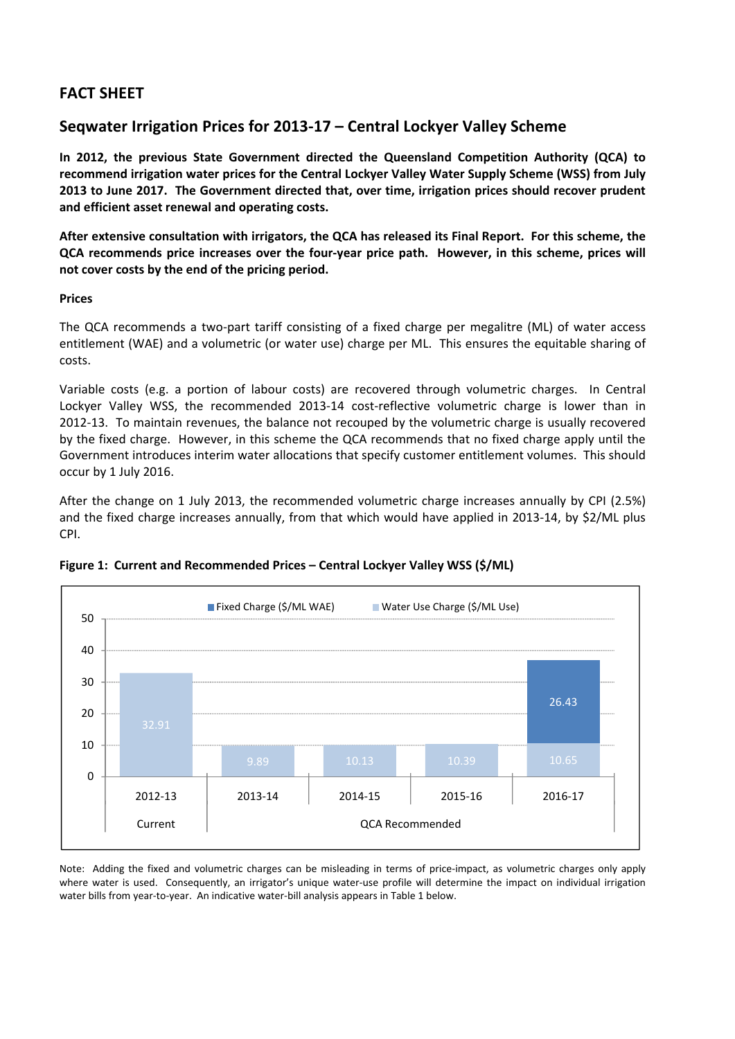## FACT SHEET

## Seqwater Irrigation Prices for 2013-17 – Central Lockyer Valley Scheme

**In 2012, the previous State Government directed the Queensland Competition Authority (QCA) to recommend irrigation water prices for the Central Lockyer Valley Water Supply Scheme (WSS) from July 2013 to June 2017. The Government directed that, over time, irrigation prices should recover prudent and efficient asset renewal and operating costs.**

**After extensive consultation with irrigators, the QCA has released its Final Report. For this scheme, the QCA recommends price increases over the four-year price path. However, in this scheme, prices will not cover costs by the end of the pricing period.**

**Prices**

The QCA recommends a two-part tariff consisting of a fixed charge per megalitre (ML) of water access entitlement (WAE) and a volumetric (or water use) charge per ML. This ensures the equitable sharing of costs.

Variable costs (e.g. a portion of labour costs) are recovered through volumetric charges. In Central Lockyer Valley WSS, the recommended 2013-14 cost-reflective volumetric charge is lower than in 2012-13. To maintain revenues, the balance not recouped by the volumetric charge is usually recovered by the fixed charge. However, in this scheme the QCA recommends that no fixed charge apply until the Government introduces interim water allocations that specify customer entitlement volumes. This should occur by 1 July 2016.

After the change on 1 July 2013, the recommended volumetric charge increases annually by CPI (2.5%) and the fixed charge increases annually, from that which would have applied in 2013-14, by $2/ML plus CPI.

**Figure 1: Current and Recommended Prices – Central Lockyer Valley WSS ($/ML)**

| | 2012-13 (Current) | 2013-14 (QCA Recommended) | 2014-15 (QCA Recommended) | 2015-16 (QCA Recommended) | 2016-17 (QCA Recommended) |
|---|---|---|---|---|---|
| Fixed Charge ($/ML WAE) | | | | | 26.43 |
| Water Use Charge ($/ML Use) | 32.91 | 9.89 | 10.13 | 10.39 | 10.65 |

Note: Adding the fixed and volumetric charges can be misleading in terms of price-impact, as volumetric charges only apply where water is used. Consequently, an irrigator's unique water-use profile will determine the impact on individual irrigation water bills from year-to-year. An indicative water-bill analysis appears in Table 1 below.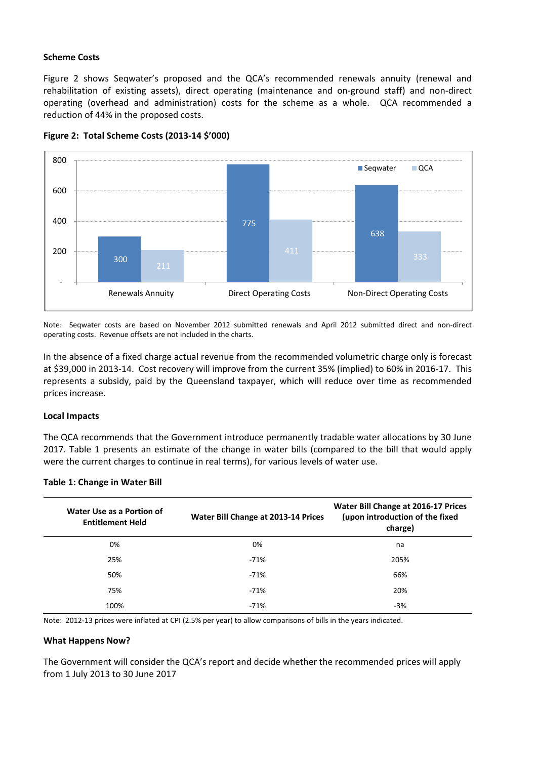**Scheme Costs**

Figure 2 shows Seqwater's proposed and the QCA's recommended renewals annuity (renewal and rehabilitation of existing assets), direct operating (maintenance and on-ground staff) and non-direct operating (overhead and administration) costs for the scheme as a whole. QCA recommended a reduction of 44% in the proposed costs.

**Figure 2: Total Scheme Costs (2013-14 $'000)**

800
600
400
200
-

Seqwater
QCA

300
211
775
411
638
333

Renewals Annuity
Direct Operating Costs
Non-Direct Operating Costs

Note: Seqwater costs are based on November 2012 submitted renewals and April 2012 submitted direct and non-direct operating costs. Revenue offsets are not included in the charts.

In the absence of a fixed charge actual revenue from the recommended volumetric charge only is forecast at $39,000 in 2013-14. Cost recovery will improve from the current 35% (implied) to 60% in 2016-17. This represents a subsidy, paid by the Queensland taxpayer, which will reduce over time as recommended prices increase.

**Local Impacts**

The QCA recommends that the Government introduce permanently tradable water allocations by 30 June 2017. Table 1 presents an estimate of the change in water bills (compared to the bill that would apply were the current charges to continue in real terms), for various levels of water use.

**Table 1: Change in Water Bill**

| Water Use as a Portion of Entitlement Held | Water Bill Change at 2013-14 Prices | Water Bill Change at 2016-17 Prices (upon introduction of the fixed charge) |
|---|---|---|
| 0% | 0% | na |
| 25% | -71% | 205% |
| 50% | -71% | 66% |
| 75% | -71% | 20% |
| 100% | -71% | -3% |

Note: 2012-13 prices were inflated at CPI (2.5% per year) to allow comparisons of bills in the years indicated.

**What Happens Now?**

The Government will consider the QCA's report and decide whether the recommended prices will apply from 1 July 2013 to 30 June 2017